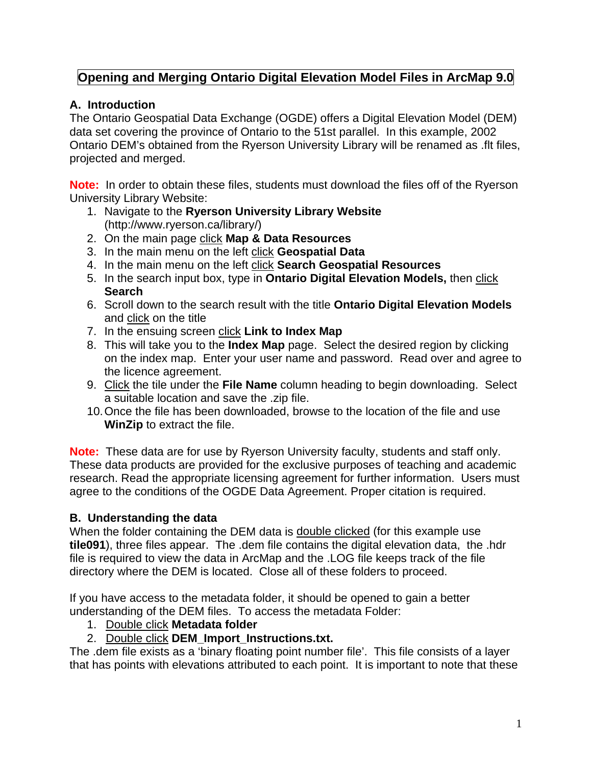# Opening and Merging Ontario Digital Elevation Model Files in ArcMap 9.0

## A. Introduction

The Ontario Geospatial Data Exchange (OGDE) offers a Digital Elevation Model (DEM) data set covering the province of Ontario to the 51st parallel. In this example, 2002 Ontario DEM's obtained from the Ryerson University Library will be renamed as .flt files, projected and merged.

**Note:** In order to obtain these files, students must download the files off of the Ryerson University Library Website:

1. Navigate to the **Ryerson University Library Website** (http://www.ryerson.ca/library/)
2. On the main page click **Map & Data Resources**
3. In the main menu on the left click **Geospatial Data**
4. In the main menu on the left click **Search Geospatial Resources**
5. In the search input box, type in **Ontario Digital Elevation Models,** then click **Search**
6. Scroll down to the search result with the title **Ontario Digital Elevation Models** and click on the title
7. In the ensuing screen click **Link to Index Map**
8. This will take you to the **Index Map** page. Select the desired region by clicking on the index map. Enter your user name and password. Read over and agree to the licence agreement.
9. Click the tile under the **File Name** column heading to begin downloading. Select a suitable location and save the .zip file.
10. Once the file has been downloaded, browse to the location of the file and use **WinZip** to extract the file.

**Note:** These data are for use by Ryerson University faculty, students and staff only. These data products are provided for the exclusive purposes of teaching and academic research. Read the appropriate licensing agreement for further information. Users must agree to the conditions of the OGDE Data Agreement. Proper citation is required.

## B. Understanding the data

When the folder containing the DEM data is double clicked (for this example use **tile091**), three files appear. The .dem file contains the digital elevation data, the .hdr file is required to view the data in ArcMap and the .LOG file keeps track of the file directory where the DEM is located. Close all of these folders to proceed.

If you have access to the metadata folder, it should be opened to gain a better understanding of the DEM files. To access the metadata Folder:

1. Double click **Metadata folder**
2. Double click **DEM_Import_Instructions.txt.**

The .dem file exists as a 'binary floating point number file'. This file consists of a layer that has points with elevations attributed to each point. It is important to note that these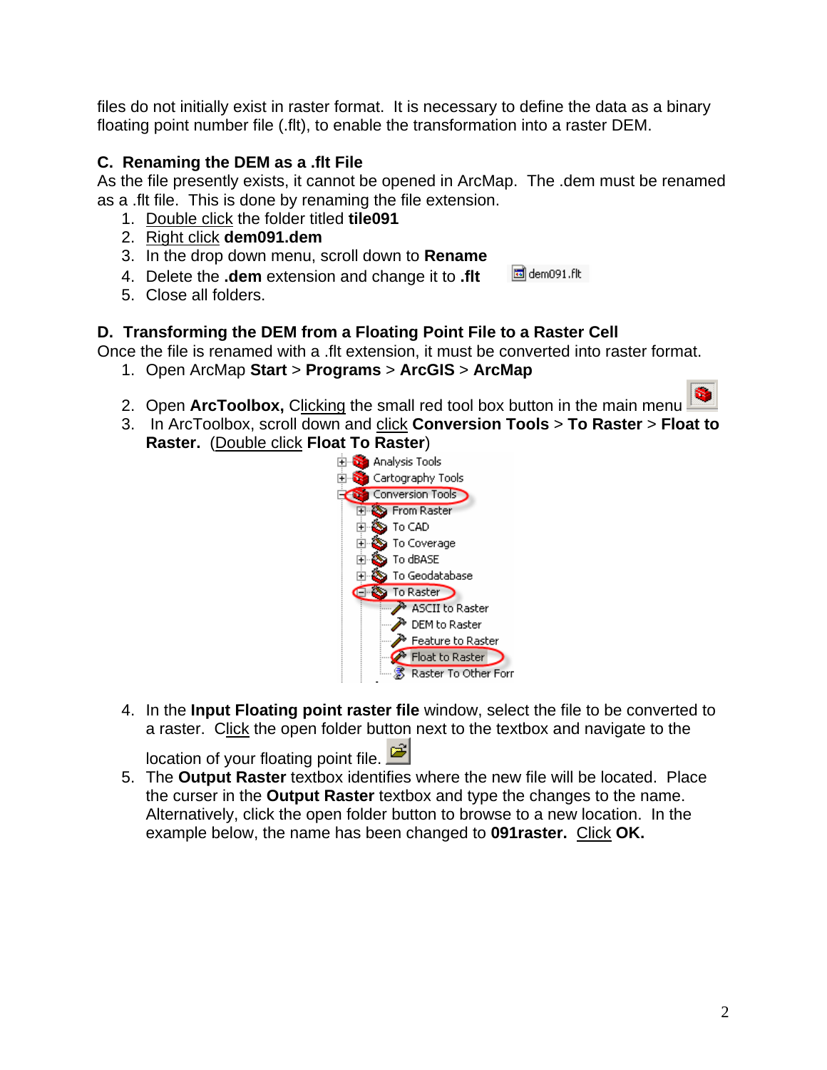files do not initially exist in raster format. It is necessary to define the data as a binary floating point number file (.flt), to enable the transformation into a raster DEM.

**C. Renaming the DEM as a .flt File**

As the file presently exists, it cannot be opened in ArcMap. The .dem must be renamed as a .flt file. This is done by renaming the file extension.

1. Double click the folder titled **tile091**
2. Right click **dem091.dem**
3. In the drop down menu, scroll down to **Rename**
4. Delete the **.dem** extension and change it to **.flt**
5. Close all folders.

**D. Transforming the DEM from a Floating Point File to a Raster Cell**

Once the file is renamed with a .flt extension, it must be converted into raster format.

1. Open ArcMap **Start** > **Programs** > **ArcGIS** > **ArcMap**
2. Open **ArcToolbox,** Clicking the small red tool box button in the main menu
3. In ArcToolbox, scroll down and click **Conversion Tools** > **To Raster** > **Float to Raster.** (Double click **Float To Raster**)
4. In the **Input Floating point raster file** window, select the file to be converted to a raster. Click the open folder button next to the textbox and navigate to the location of your floating point file.
5. The **Output Raster** textbox identifies where the new file will be located. Place the curser in the **Output Raster** textbox and type the changes to the name. Alternatively, click the open folder button to browse to a new location. In the example below, the name has been changed to **091raster.** Click **OK.**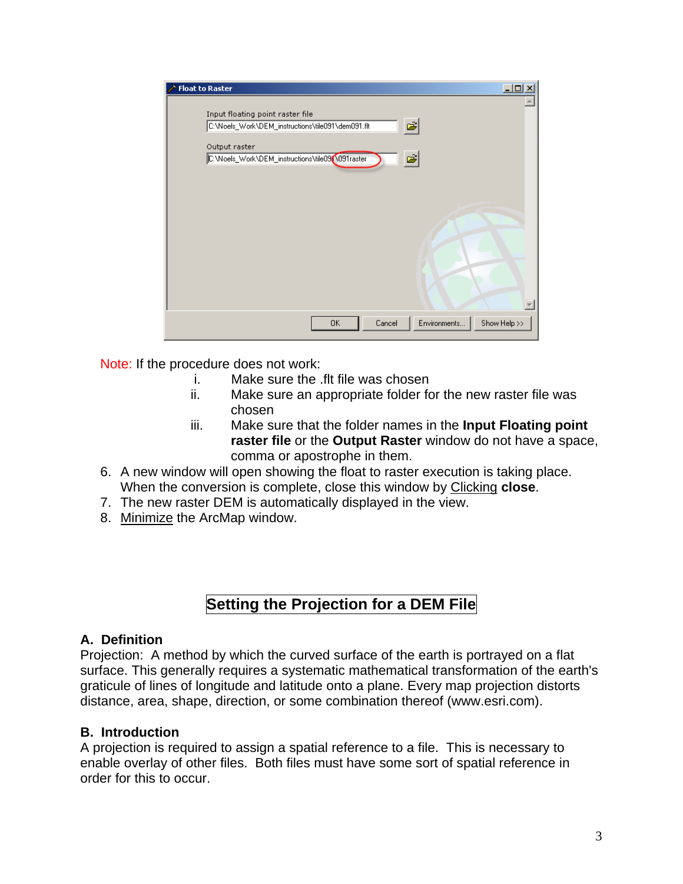Note: If the procedure does not work:

i. Make sure the .flt file was chosen
ii. Make sure an appropriate folder for the new raster file was chosen
iii. Make sure that the folder names in the **Input Floating point raster file** or the **Output Raster** window do not have a space, comma or apostrophe in them.

6. A new window will open showing the float to raster execution is taking place. When the conversion is complete, close this window by Clicking **close**.
7. The new raster DEM is automatically displayed in the view.
8. Minimize the ArcMap window.

## Setting the Projection for a DEM File

### A. Definition

Projection: A method by which the curved surface of the earth is portrayed on a flat surface. This generally requires a systematic mathematical transformation of the earth's graticule of lines of longitude and latitude onto a plane. Every map projection distorts distance, area, shape, direction, or some combination thereof (www.esri.com).

### B. Introduction

A projection is required to assign a spatial reference to a file. This is necessary to enable overlay of other files. Both files must have some sort of spatial reference in order for this to occur.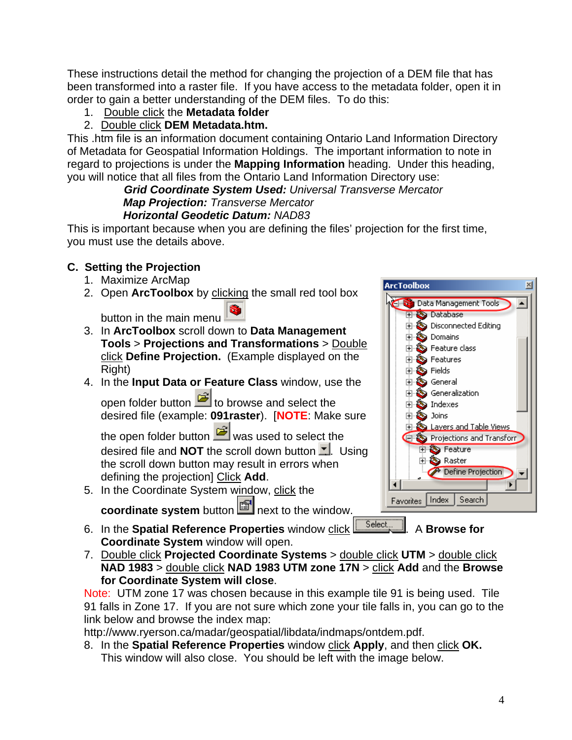These instructions detail the method for changing the projection of a DEM file that has been transformed into a raster file. If you have access to the metadata folder, open it in order to gain a better understanding of the DEM files. To do this:

1. Double click the **Metadata folder**
2. Double click **DEM Metadata.htm.**

This .htm file is an information document containing Ontario Land Information Directory of Metadata for Geospatial Information Holdings. The important information to note in regard to projections is under the **Mapping Information** heading. Under this heading, you will notice that all files from the Ontario Land Information Directory use:

> ***Grid Coordinate System Used:*** *Universal Transverse Mercator*
> ***Map Projection:*** *Transverse Mercator*
> ***Horizontal Geodetic Datum:*** *NAD83*

This is important because when you are defining the files' projection for the first time, you must use the details above.

## C. Setting the Projection

1. Maximize ArcMap
2. Open **ArcToolbox** by clicking the small red tool box button in the main menu
3. In **ArcToolbox** scroll down to **Data Management Tools** > **Projections and Transformations** > Double click **Define Projection.** (Example displayed on the Right)
4. In the **Input Data or Feature Class** window, use the open folder button to browse and select the desired file (example: **091raster**). [**NOTE**: Make sure the open folder button was used to select the desired file and **NOT** the scroll down button. Using the scroll down button may result in errors when defining the projection] Click **Add**.
5. In the Coordinate System window, click the **coordinate system** button next to the window.
6. In the **Spatial Reference Properties** window click Select... . A **Browse for Coordinate System** window will open.
7. Double click **Projected Coordinate Systems** > double click **UTM** > double click **NAD 1983** > double click **NAD 1983 UTM zone 17N** > click **Add** and the **Browse for Coordinate System will close**.

Note: UTM zone 17 was chosen because in this example tile 91 is being used. Tile 91 falls in Zone 17. If you are not sure which zone your tile falls in, you can go to the link below and browse the index map:
http://www.ryerson.ca/madar/geospatial/libdata/indmaps/ontdem.pdf.

8. In the **Spatial Reference Properties** window click **Apply**, and then click **OK.** This window will also close. You should be left with the image below.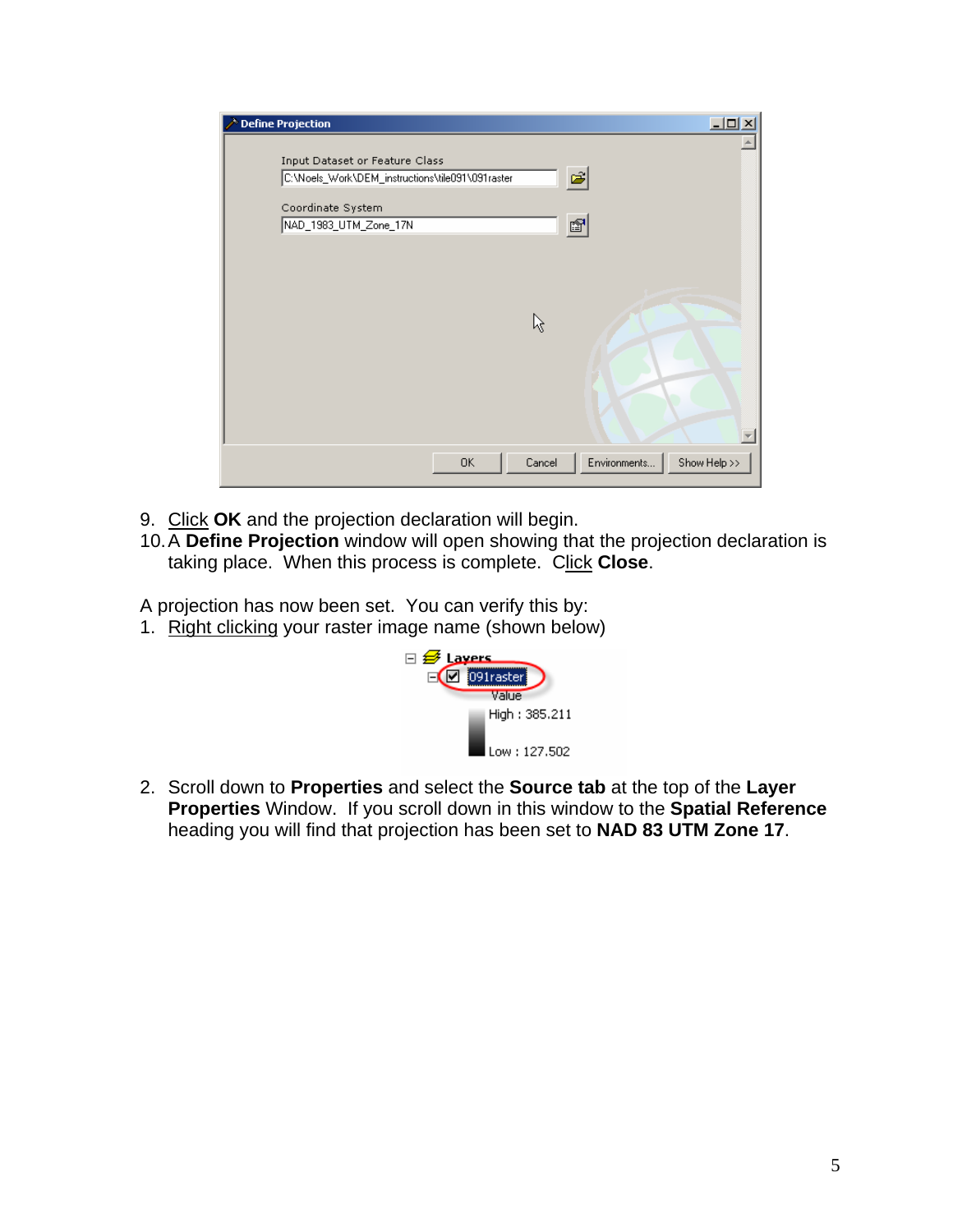9. Click **OK** and the projection declaration will begin.
10. A **Define Projection** window will open showing that the projection declaration is taking place. When this process is complete. Click **Close**.

A projection has now been set. You can verify this by:

1. Right clicking your raster image name (shown below)
2. Scroll down to **Properties** and select the **Source tab** at the top of the **Layer Properties** Window. If you scroll down in this window to the **Spatial Reference** heading you will find that projection has been set to **NAD 83 UTM Zone 17**.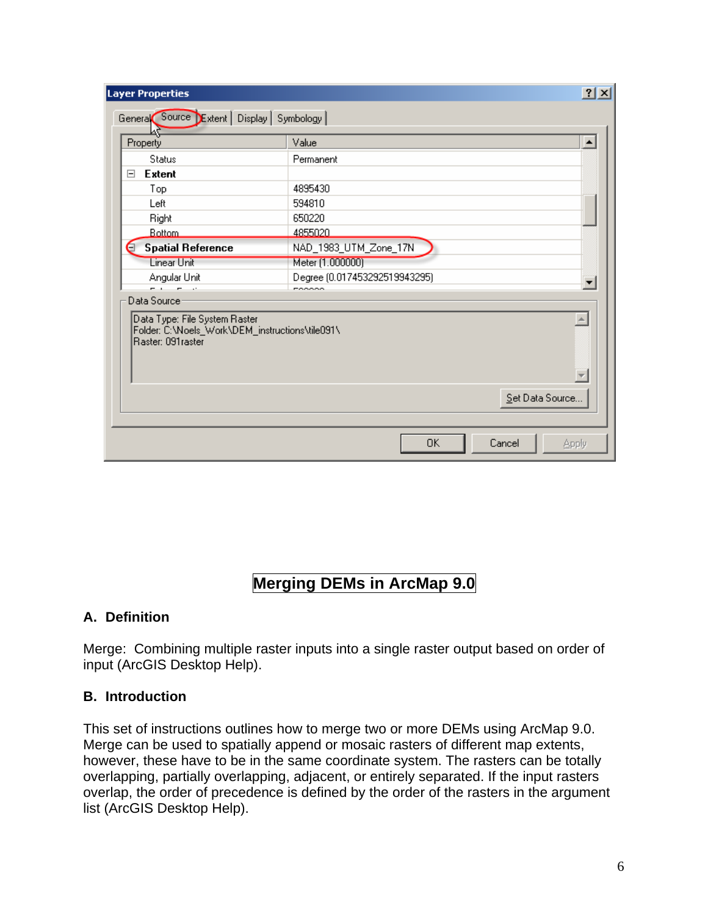# Merging DEMs in ArcMap 9.0

## A. Definition

Merge: Combining multiple raster inputs into a single raster output based on order of input (ArcGIS Desktop Help).

## B. Introduction

This set of instructions outlines how to merge two or more DEMs using ArcMap 9.0. Merge can be used to spatially append or mosaic rasters of different map extents, however, these have to be in the same coordinate system. The rasters can be totally overlapping, partially overlapping, adjacent, or entirely separated. If the input rasters overlap, the order of precedence is defined by the order of the rasters in the argument list (ArcGIS Desktop Help).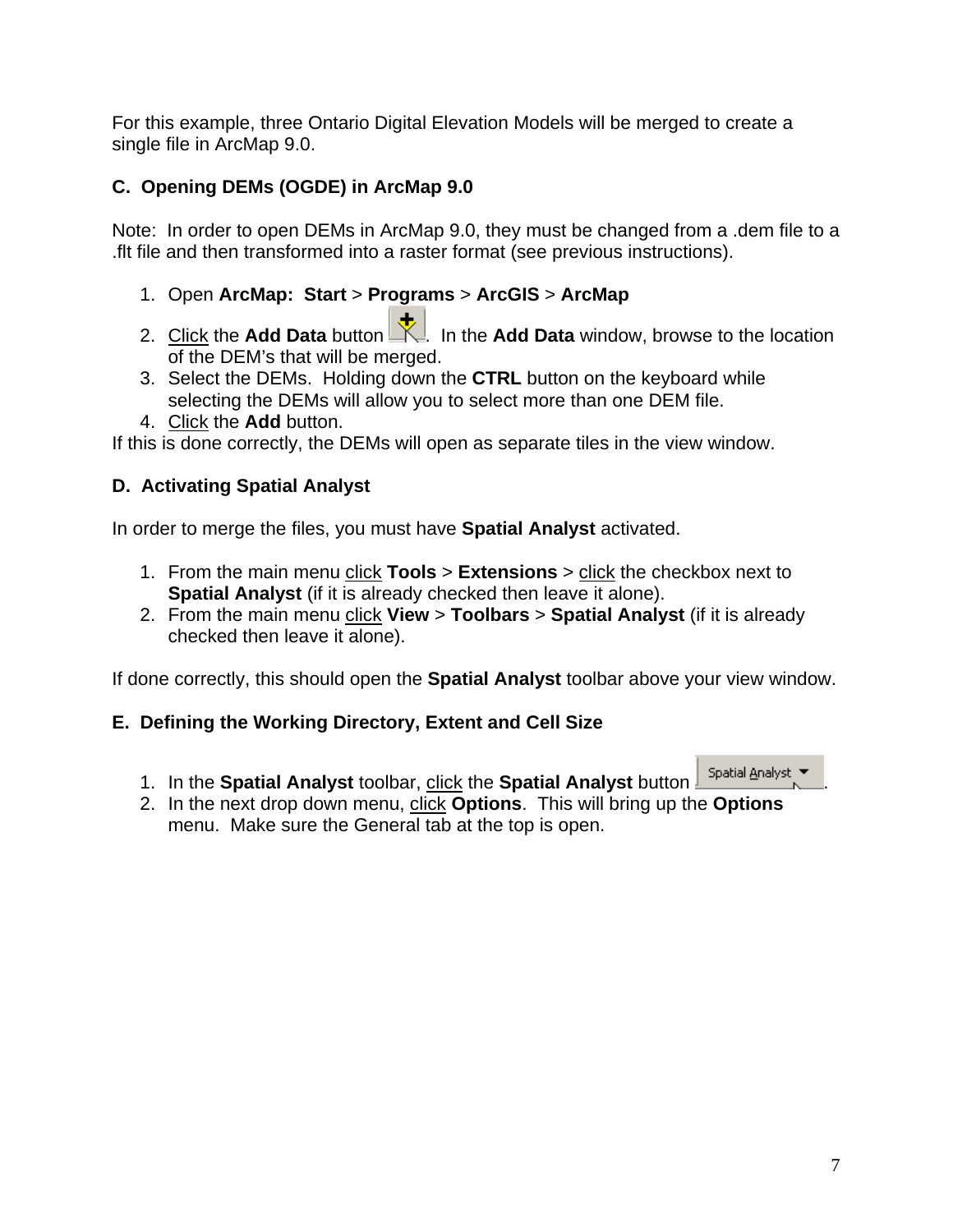For this example, three Ontario Digital Elevation Models will be merged to create a single file in ArcMap 9.0.

### C. Opening DEMs (OGDE) in ArcMap 9.0

Note: In order to open DEMs in ArcMap 9.0, they must be changed from a .dem file to a .flt file and then transformed into a raster format (see previous instructions).

1. Open **ArcMap: Start** > **Programs** > **ArcGIS** > **ArcMap**
2. Click the **Add Data** button. In the **Add Data** window, browse to the location of the DEM's that will be merged.
3. Select the DEMs. Holding down the **CTRL** button on the keyboard while selecting the DEMs will allow you to select more than one DEM file.
4. Click the **Add** button.

If this is done correctly, the DEMs will open as separate tiles in the view window.

### D. Activating Spatial Analyst

In order to merge the files, you must have **Spatial Analyst** activated.

1. From the main menu click **Tools** > **Extensions** > click the checkbox next to **Spatial Analyst** (if it is already checked then leave it alone).
2. From the main menu click **View** > **Toolbars** > **Spatial Analyst** (if it is already checked then leave it alone).

If done correctly, this should open the **Spatial Analyst** toolbar above your view window.

### E. Defining the Working Directory, Extent and Cell Size

1. In the **Spatial Analyst** toolbar, click the **Spatial Analyst** button.
2. In the next drop down menu, click **Options**. This will bring up the **Options** menu. Make sure the General tab at the top is open.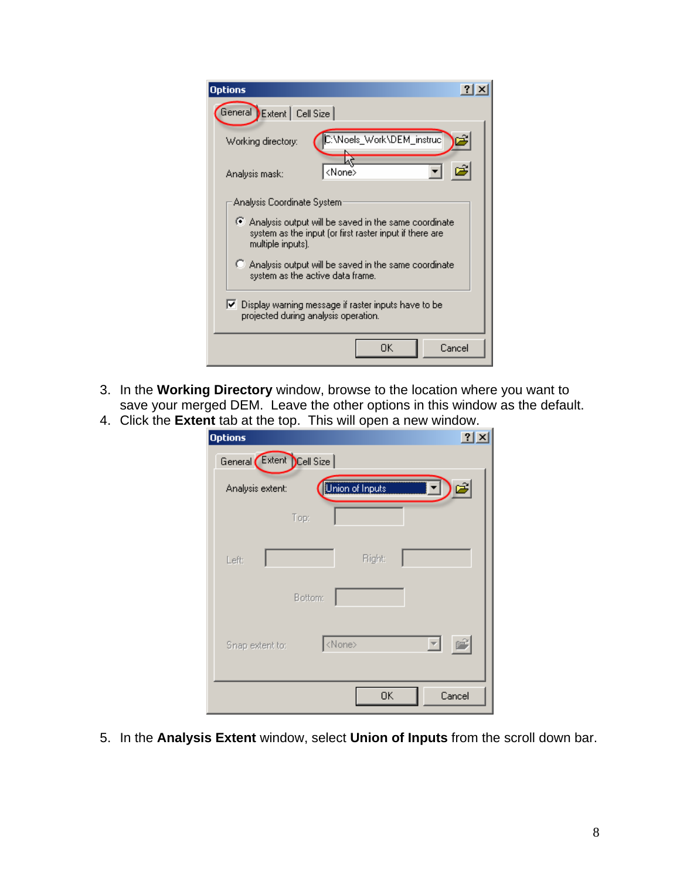3. In the **Working Directory** window, browse to the location where you want to save your merged DEM. Leave the other options in this window as the default.
4. Click the **Extent** tab at the top. This will open a new window.

5. In the **Analysis Extent** window, select **Union of Inputs** from the scroll down bar.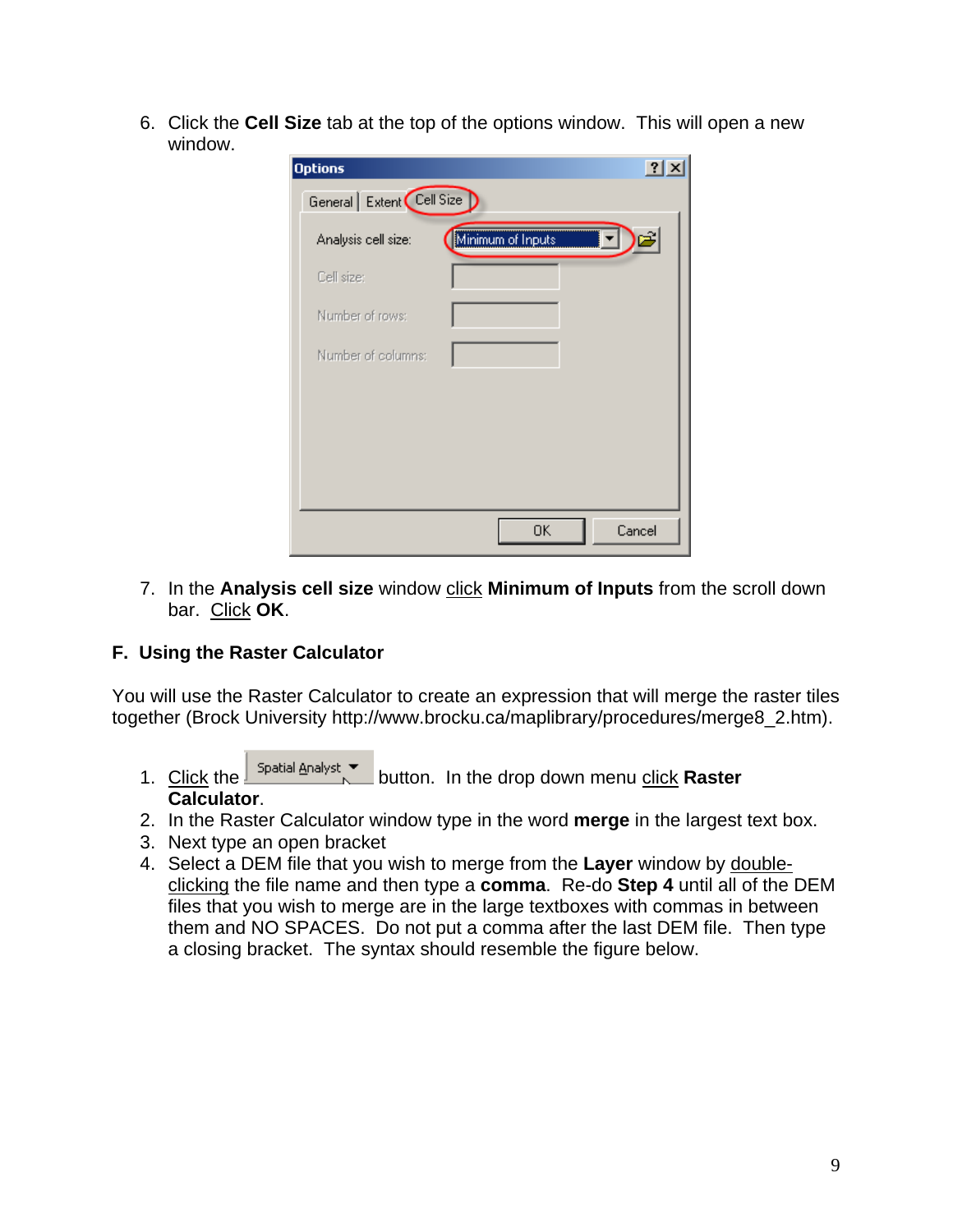6. Click the **Cell Size** tab at the top of the options window. This will open a new window.

7. In the **Analysis cell size** window click **Minimum of Inputs** from the scroll down bar. Click **OK**.

### F. Using the Raster Calculator

You will use the Raster Calculator to create an expression that will merge the raster tiles together (Brock University http://www.brocku.ca/maplibrary/procedures/merge8_2.htm).

1. Click the Spatial Analyst button. In the drop down menu click **Raster Calculator**.
2. In the Raster Calculator window type in the word **merge** in the largest text box.
3. Next type an open bracket
4. Select a DEM file that you wish to merge from the **Layer** window by double-clicking the file name and then type a **comma**. Re-do **Step 4** until all of the DEM files that you wish to merge are in the large textboxes with commas in between them and NO SPACES. Do not put a comma after the last DEM file. Then type a closing bracket. The syntax should resemble the figure below.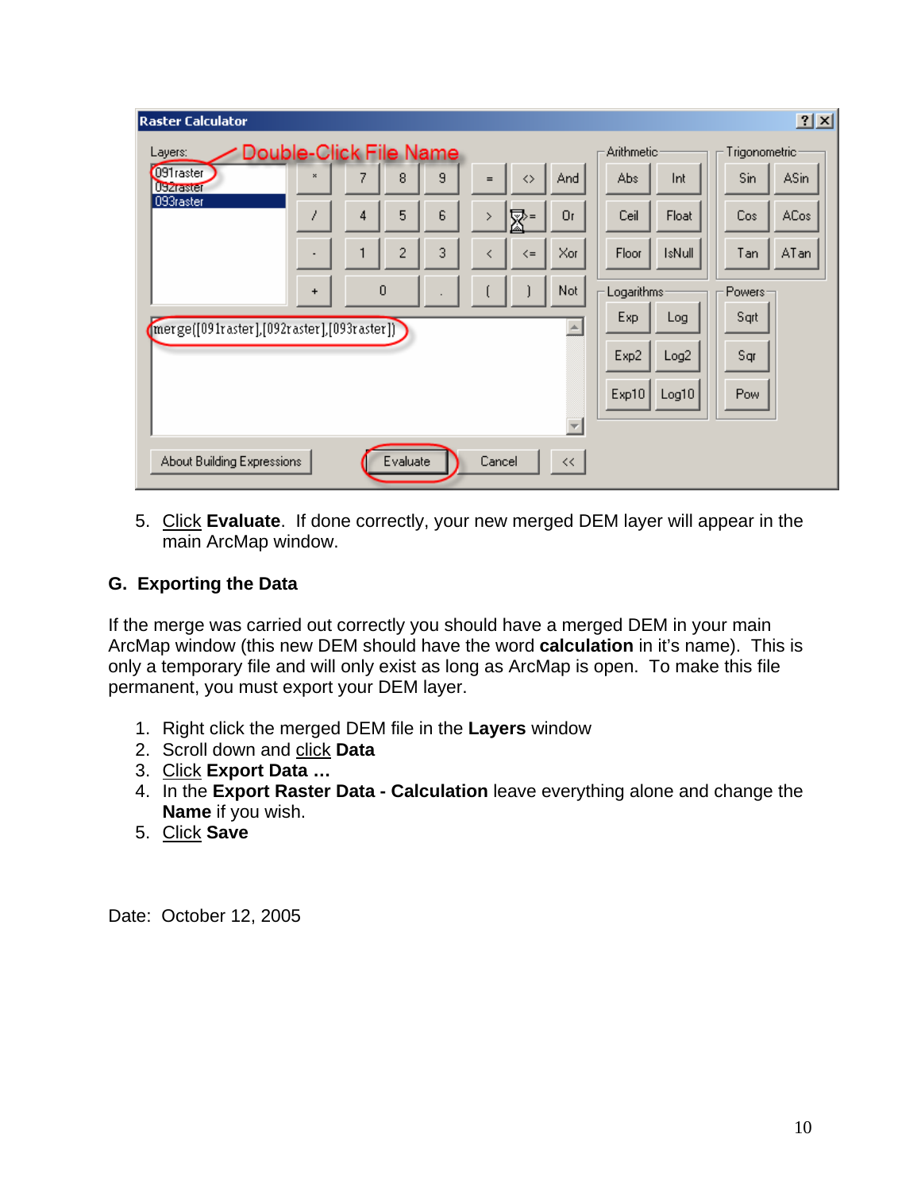5. Click **Evaluate**. If done correctly, your new merged DEM layer will appear in the main ArcMap window.

## G. Exporting the Data

If the merge was carried out correctly you should have a merged DEM in your main ArcMap window (this new DEM should have the word **calculation** in it's name). This is only a temporary file and will only exist as long as ArcMap is open. To make this file permanent, you must export your DEM layer.

1. Right click the merged DEM file in the **Layers** window
2. Scroll down and click **Data**
3. Click **Export Data …**
4. In the **Export Raster Data - Calculation** leave everything alone and change the **Name** if you wish.
5. Click **Save**

Date: October 12, 2005